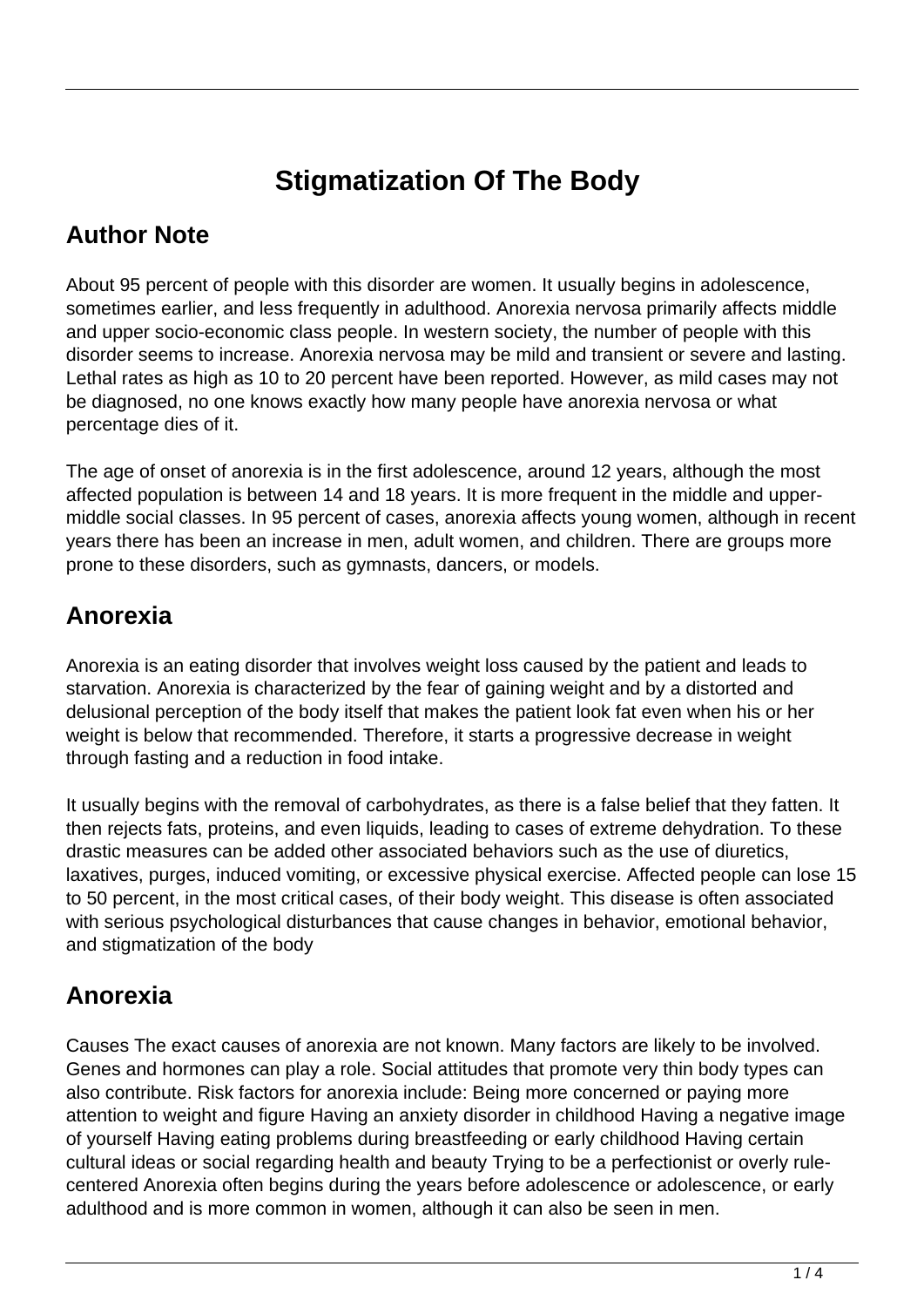# Stigmatization Of The Body

## Author Note

About 95 percent of people with this disorder are women. It usually begins in adolescence, sometimes earlier, and less frequently in adulthood. Anorexia nervosa primarily affects middle and upper socio-economic class people. In western society, the number of people with this disorder seems to increase. Anorexia nervosa may be mild and transient or severe and lasting. Lethal rates as high as 10 to 20 percent have been reported. However, as mild cases may not be diagnosed, no one knows exactly how many people have anorexia nervosa or what percentage dies of it.

The age of onset of anorexia is in the first adolescence, around 12 years, although the most affected population is between 14 and 18 years. It is more frequent in the middle and upper-middle social classes. In 95 percent of cases, anorexia affects young women, although in recent years there has been an increase in men, adult women, and children. There are groups more prone to these disorders, such as gymnasts, dancers, or models.

## Anorexia

Anorexia is an eating disorder that involves weight loss caused by the patient and leads to starvation. Anorexia is characterized by the fear of gaining weight and by a distorted and delusional perception of the body itself that makes the patient look fat even when his or her weight is below that recommended. Therefore, it starts a progressive decrease in weight through fasting and a reduction in food intake.

It usually begins with the removal of carbohydrates, as there is a false belief that they fatten. It then rejects fats, proteins, and even liquids, leading to cases of extreme dehydration. To these drastic measures can be added other associated behaviors such as the use of diuretics, laxatives, purges, induced vomiting, or excessive physical exercise. Affected people can lose 15 to 50 percent, in the most critical cases, of their body weight. This disease is often associated with serious psychological disturbances that cause changes in behavior, emotional behavior, and stigmatization of the body

## Anorexia

Causes The exact causes of anorexia are not known. Many factors are likely to be involved. Genes and hormones can play a role. Social attitudes that promote very thin body types can also contribute. Risk factors for anorexia include: Being more concerned or paying more attention to weight and figure Having an anxiety disorder in childhood Having a negative image of yourself Having eating problems during breastfeeding or early childhood Having certain cultural ideas or social regarding health and beauty Trying to be a perfectionist or overly rule-centered Anorexia often begins during the years before adolescence or adolescence, or early adulthood and is more common in women, although it can also be seen in men.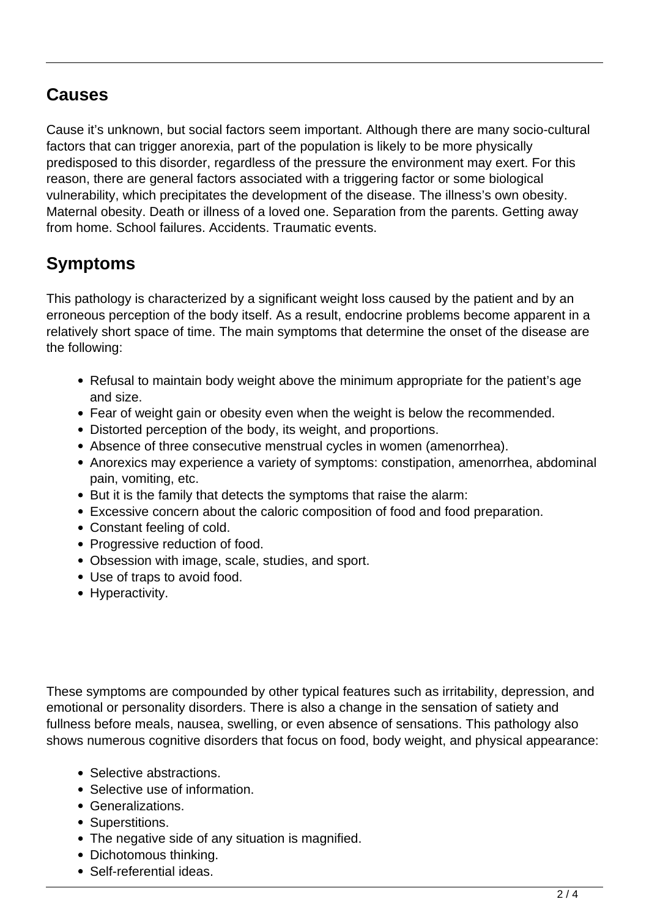## Causes

Cause it's unknown, but social factors seem important. Although there are many socio-cultural factors that can trigger anorexia, part of the population is likely to be more physically predisposed to this disorder, regardless of the pressure the environment may exert. For this reason, there are general factors associated with a triggering factor or some biological vulnerability, which precipitates the development of the disease. The illness's own obesity. Maternal obesity. Death or illness of a loved one. Separation from the parents. Getting away from home. School failures. Accidents. Traumatic events.

## Symptoms

This pathology is characterized by a significant weight loss caused by the patient and by an erroneous perception of the body itself. As a result, endocrine problems become apparent in a relatively short space of time. The main symptoms that determine the onset of the disease are the following:

- Refusal to maintain body weight above the minimum appropriate for the patient's age and size.
- Fear of weight gain or obesity even when the weight is below the recommended.
- Distorted perception of the body, its weight, and proportions.
- Absence of three consecutive menstrual cycles in women (amenorrhea).
- Anorexics may experience a variety of symptoms: constipation, amenorrhea, abdominal pain, vomiting, etc.
- But it is the family that detects the symptoms that raise the alarm:
- Excessive concern about the caloric composition of food and food preparation.
- Constant feeling of cold.
- Progressive reduction of food.
- Obsession with image, scale, studies, and sport.
- Use of traps to avoid food.
- Hyperactivity.

These symptoms are compounded by other typical features such as irritability, depression, and emotional or personality disorders. There is also a change in the sensation of satiety and fullness before meals, nausea, swelling, or even absence of sensations. This pathology also shows numerous cognitive disorders that focus on food, body weight, and physical appearance:

- Selective abstractions.
- Selective use of information.
- Generalizations.
- Superstitions.
- The negative side of any situation is magnified.
- Dichotomous thinking.
- Self-referential ideas.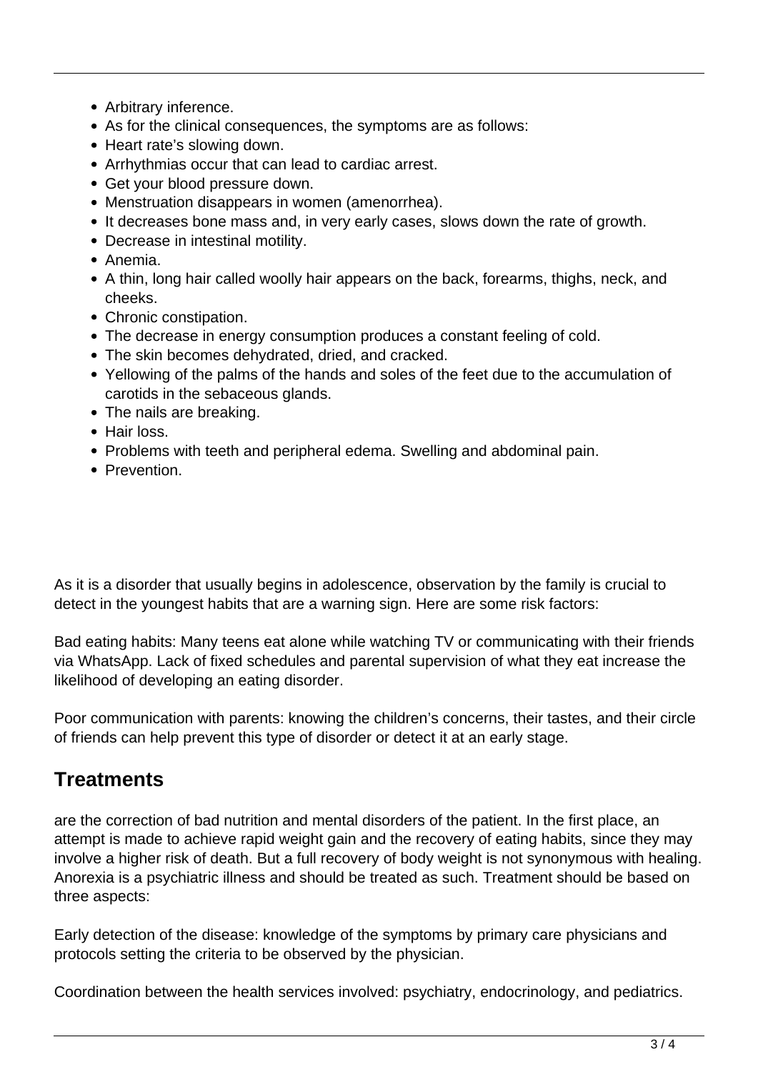- Arbitrary inference.
- As for the clinical consequences, the symptoms are as follows:
- Heart rate's slowing down.
- Arrhythmias occur that can lead to cardiac arrest.
- Get your blood pressure down.
- Menstruation disappears in women (amenorrhea).
- It decreases bone mass and, in very early cases, slows down the rate of growth.
- Decrease in intestinal motility.
- Anemia.
- A thin, long hair called woolly hair appears on the back, forearms, thighs, neck, and cheeks.
- Chronic constipation.
- The decrease in energy consumption produces a constant feeling of cold.
- The skin becomes dehydrated, dried, and cracked.
- Yellowing of the palms of the hands and soles of the feet due to the accumulation of carotids in the sebaceous glands.
- The nails are breaking.
- Hair loss.
- Problems with teeth and peripheral edema. Swelling and abdominal pain.
- Prevention.

As it is a disorder that usually begins in adolescence, observation by the family is crucial to detect in the youngest habits that are a warning sign. Here are some risk factors:

Bad eating habits: Many teens eat alone while watching TV or communicating with their friends via WhatsApp. Lack of fixed schedules and parental supervision of what they eat increase the likelihood of developing an eating disorder.

Poor communication with parents: knowing the children's concerns, their tastes, and their circle of friends can help prevent this type of disorder or detect it at an early stage.

## Treatments

are the correction of bad nutrition and mental disorders of the patient. In the first place, an attempt is made to achieve rapid weight gain and the recovery of eating habits, since they may involve a higher risk of death. But a full recovery of body weight is not synonymous with healing. Anorexia is a psychiatric illness and should be treated as such. Treatment should be based on three aspects:

Early detection of the disease: knowledge of the symptoms by primary care physicians and protocols setting the criteria to be observed by the physician.

Coordination between the health services involved: psychiatry, endocrinology, and pediatrics.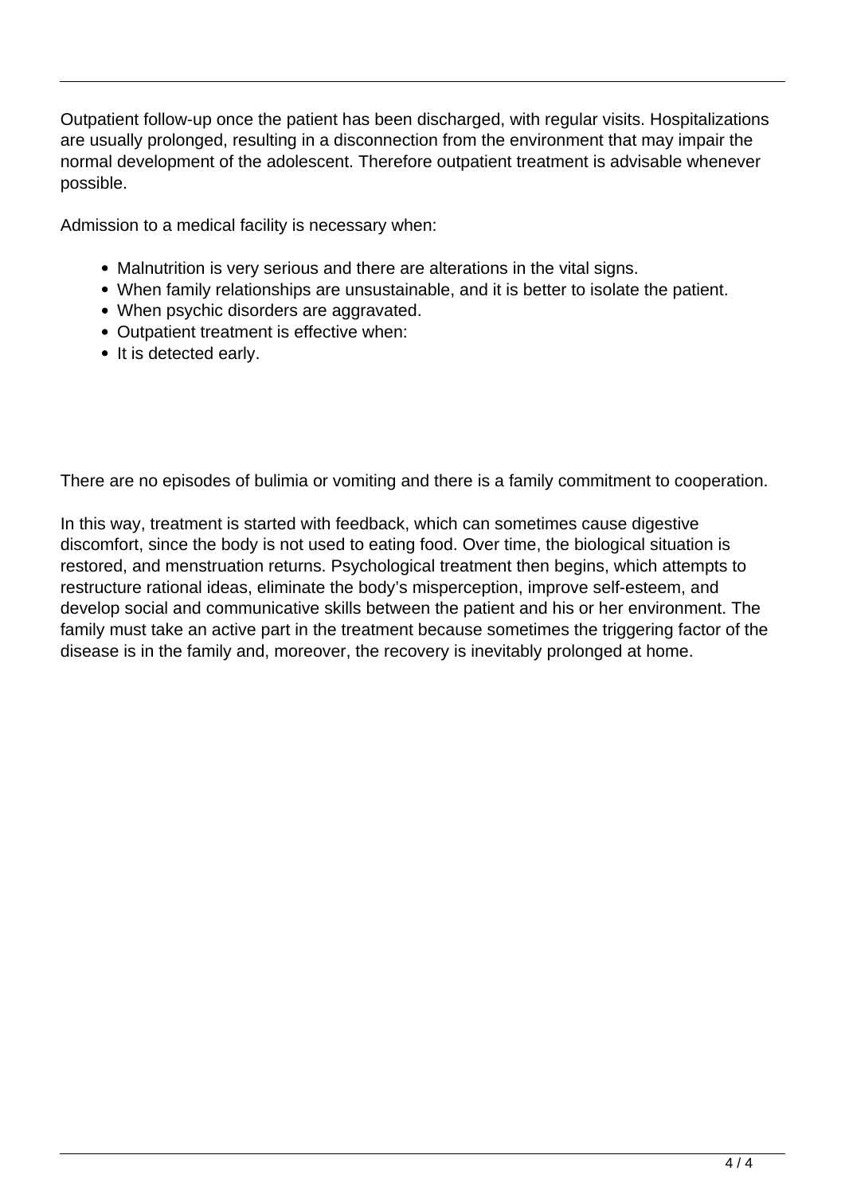Outpatient follow-up once the patient has been discharged, with regular visits. Hospitalizations are usually prolonged, resulting in a disconnection from the environment that may impair the normal development of the adolescent. Therefore outpatient treatment is advisable whenever possible.

Admission to a medical facility is necessary when:

- Malnutrition is very serious and there are alterations in the vital signs.
- When family relationships are unsustainable, and it is better to isolate the patient.
- When psychic disorders are aggravated.
- Outpatient treatment is effective when:
- It is detected early.

There are no episodes of bulimia or vomiting and there is a family commitment to cooperation.

In this way, treatment is started with feedback, which can sometimes cause digestive discomfort, since the body is not used to eating food. Over time, the biological situation is restored, and menstruation returns. Psychological treatment then begins, which attempts to restructure rational ideas, eliminate the body's misperception, improve self-esteem, and develop social and communicative skills between the patient and his or her environment. The family must take an active part in the treatment because sometimes the triggering factor of the disease is in the family and, moreover, the recovery is inevitably prolonged at home.